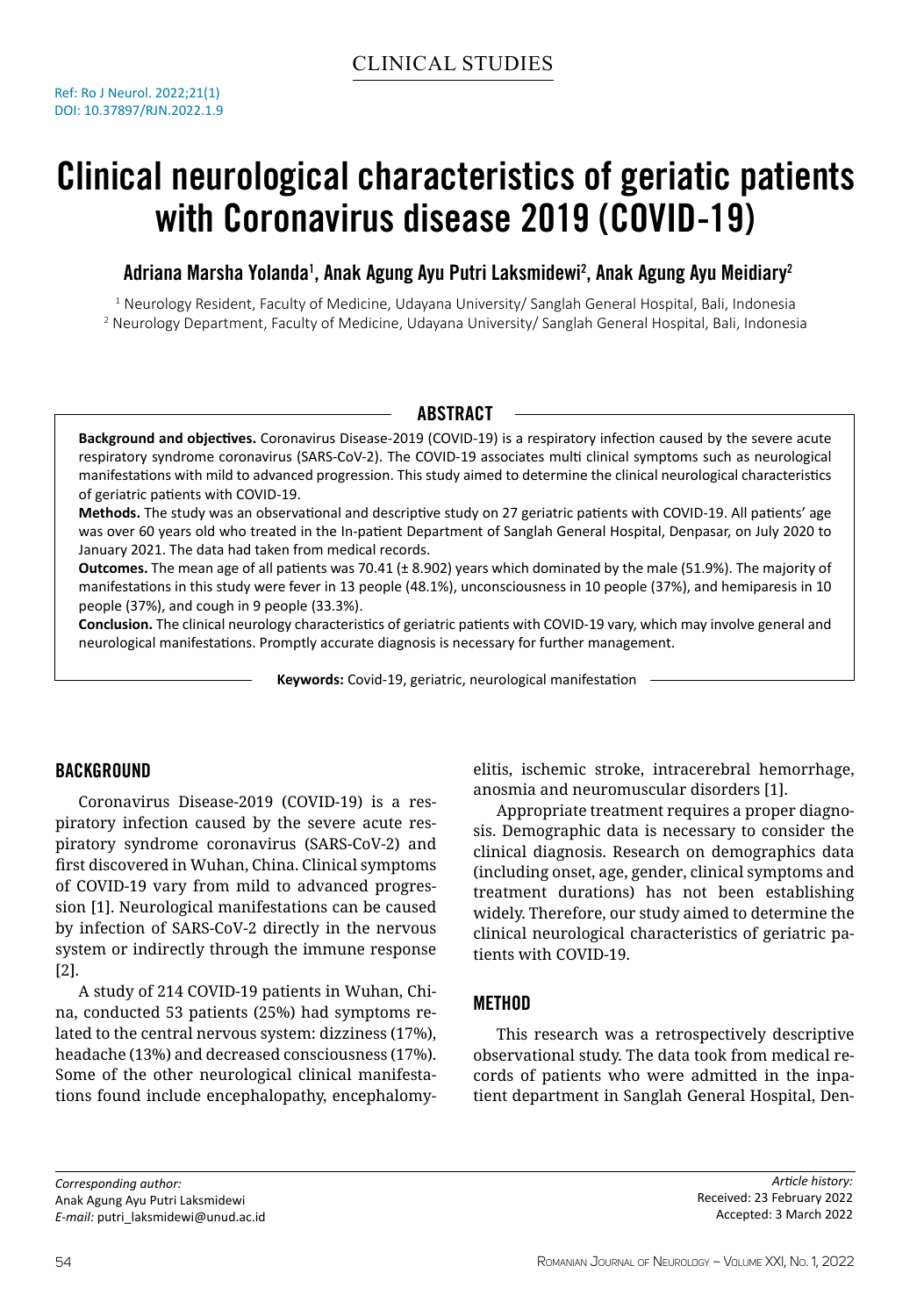CLINICAL STUDIES

Ref: Ro J Neurol. 2022;21(1)
DOI: 10.37897/RJN.2022.1.9

# Clinical neurological characteristics of geriatic patients with Coronavirus disease 2019 (COVID-19)

**Adriana Marsha Yolanda[1], Anak Agung Ayu Putri Laksmidewi[2], Anak Agung Ayu Meidiary[2]**

[1] Neurology Resident, Faculty of Medicine, Udayana University/ Sanglah General Hospital, Bali, Indonesia
[2] Neurology Department, Faculty of Medicine, Udayana University/ Sanglah General Hospital, Bali, Indonesia

## ABSTRACT

**Background and objectives.** Coronavirus Disease-2019 (COVID-19) is a respiratory infection caused by the severe acute respiratory syndrome coronavirus (SARS-CoV-2). The COVID-19 associates multi clinical symptoms such as neurological manifestations with mild to advanced progression. This study aimed to determine the clinical neurological characteristics of geriatic patients with COVID-19.

**Methods.** The study was an observational and descriptive study on 27 geriatric patients with COVID-19. All patients' age was over 60 years old who treated in the In-patient Department of Sanglah General Hospital, Denpasar, on July 2020 to January 2021. The data had taken from medical records.

**Outcomes.** The mean age of all patients was 70.41 (± 8.902) years which dominated by the male (51.9%). The majority of manifestations in this study were fever in 13 people (48.1%), unconsciousness in 10 people (37%), and hemiparesis in 10 people (37%), and cough in 9 people (33.3%).

**Conclusion.** The clinical neurology characteristics of geriatic patients with COVID-19 vary, which may involve general and neurological manifestations. Promptly accurate diagnosis is necessary for further management.

**Keywords:** Covid-19, geriatric, neurological manifestation

## BACKGROUND

Coronavirus Disease-2019 (COVID-19) is a respiratory infection caused by the severe acute respiratory syndrome coronavirus (SARS-CoV-2) and first discovered in Wuhan, China. Clinical symptoms of COVID-19 vary from mild to advanced progression [1]. Neurological manifestations can be caused by infection of SARS-CoV-2 directly in the nervous system or indirectly through the immune response [2].

A study of 214 COVID-19 patients in Wuhan, China, conducted 53 patients (25%) had symptoms related to the central nervous system: dizziness (17%), headache (13%) and decreased consciousness (17%). Some of the other neurological clinical manifestations found include encephalopathy, encephalomyelitis, ischemic stroke, intracerebral hemorrhage, anosmia and neuromuscular disorders [1].

Appropriate treatment requires a proper diagnosis. Demographic data is necessary to consider the clinical diagnosis. Research on demographics data (including onset, age, gender, clinical symptoms and treatment durations) has not been establishing widely. Therefore, our study aimed to determine the clinical neurological characteristics of geriatric patients with COVID-19.

## METHOD

This research was a retrospectively descriptive observational study. The data took from medical records of patients who were admitted in the inpatient department in Sanglah General Hospital, Den-

*Corresponding author:*
Anak Agung Ayu Putri Laksmidewi
*E-mail:* putri_laksmidewi@unud.ac.id

*Article history:*
Received: 23 February 2022
Accepted: 3 March 2022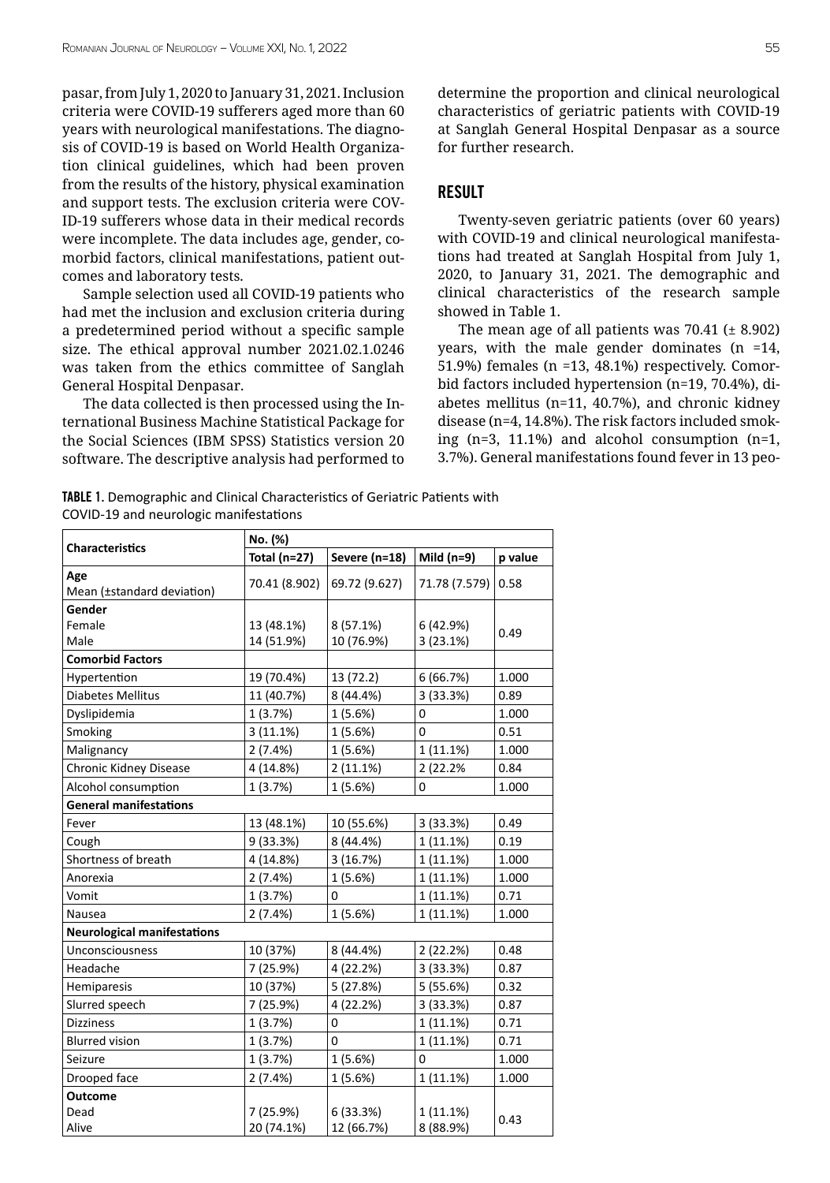pasar, from July 1, 2020 to January 31, 2021. Inclusion criteria were COVID-19 sufferers aged more than 60 years with neurological manifestations. The diagnosis of COVID-19 is based on World Health Organization clinical guidelines, which had been proven from the results of the history, physical examination and support tests. The exclusion criteria were COVID-19 sufferers whose data in their medical records were incomplete. The data includes age, gender, comorbid factors, clinical manifestations, patient outcomes and laboratory tests.

Sample selection used all COVID-19 patients who had met the inclusion and exclusion criteria during a predetermined period without a specific sample size. The ethical approval number 2021.02.1.0246 was taken from the ethics committee of Sanglah General Hospital Denpasar.

The data collected is then processed using the International Business Machine Statistical Package for the Social Sciences (IBM SPSS) Statistics version 20 software. The descriptive analysis had performed to determine the proportion and clinical neurological characteristics of geriatric patients with COVID-19 at Sanglah General Hospital Denpasar as a source for further research.

## RESULT

Twenty-seven geriatric patients (over 60 years) with COVID-19 and clinical neurological manifestations had treated at Sanglah Hospital from July 1, 2020, to January 31, 2021. The demographic and clinical characteristics of the research sample showed in Table 1.

The mean age of all patients was 70.41 (± 8.902) years, with the male gender dominates (n =14, 51.9%) females (n =13, 48.1%) respectively. Comorbid factors included hypertension (n=19, 70.4%), diabetes mellitus (n=11, 40.7%), and chronic kidney disease (n=4, 14.8%). The risk factors included smoking (n=3, 11.1%) and alcohol consumption (n=1, 3.7%). General manifestations found fever in 13 peo-

**TABLE 1.** Demographic and Clinical Characteristics of Geriatric Patients with COVID-19 and neurologic manifestations

| Characteristics | No. (%) | | | |
|---|---|---|---|---|
| | Total (n=27) | Severe (n=18) | Mild (n=9) | p value |
| **Age**<br>Mean (±standard deviation) | 70.41 (8.902) | 69.72 (9.627) | 71.78 (7.579) | 0.58 |
| **Gender** | | | | |
| Female | 13 (48.1%) | 8 (57.1%) | 6 (42.9%) | 0.49 |
| Male | 14 (51.9%) | 10 (76.9%) | 3 (23.1%) | |
| **Comorbid Factors** | | | | |
| Hypertention | 19 (70.4%) | 13 (72.2) | 6 (66.7%) | 1.000 |
| Diabetes Mellitus | 11 (40.7%) | 8 (44.4%) | 3 (33.3%) | 0.89 |
| Dyslipidemia | 1 (3.7%) | 1 (5.6%) | 0 | 1.000 |
| Smoking | 3 (11.1%) | 1 (5.6%) | 0 | 0.51 |
| Malignancy | 2 (7.4%) | 1 (5.6%) | 1 (11.1%) | 1.000 |
| Chronic Kidney Disease | 4 (14.8%) | 2 (11.1%) | 2 (22.2% | 0.84 |
| Alcohol consumption | 1 (3.7%) | 1 (5.6%) | 0 | 1.000 |
| **General manifestations** | | | | |
| Fever | 13 (48.1%) | 10 (55.6%) | 3 (33.3%) | 0.49 |
| Cough | 9 (33.3%) | 8 (44.4%) | 1 (11.1%) | 0.19 |
| Shortness of breath | 4 (14.8%) | 3 (16.7%) | 1 (11.1%) | 1.000 |
| Anorexia | 2 (7.4%) | 1 (5.6%) | 1 (11.1%) | 1.000 |
| Vomit | 1 (3.7%) | 0 | 1 (11.1%) | 0.71 |
| Nausea | 2 (7.4%) | 1 (5.6%) | 1 (11.1%) | 1.000 |
| **Neurological manifestations** | | | | |
| Unconsciousness | 10 (37%) | 8 (44.4%) | 2 (22.2%) | 0.48 |
| Headache | 7 (25.9%) | 4 (22.2%) | 3 (33.3%) | 0.87 |
| Hemiparesis | 10 (37%) | 5 (27.8%) | 5 (55.6%) | 0.32 |
| Slurred speech | 7 (25.9%) | 4 (22.2%) | 3 (33.3%) | 0.87 |
| Dizziness | 1 (3.7%) | 0 | 1 (11.1%) | 0.71 |
| Blurred vision | 1 (3.7%) | 0 | 1 (11.1%) | 0.71 |
| Seizure | 1 (3.7%) | 1 (5.6%) | 0 | 1.000 |
| Drooped face | 2 (7.4%) | 1 (5.6%) | 1 (11.1%) | 1.000 |
| **Outcome** | | | | |
| Dead | 7 (25.9%) | 6 (33.3%) | 1 (11.1%) | 0.43 |
| Alive | 20 (74.1%) | 12 (66.7%) | 8 (88.9%) | |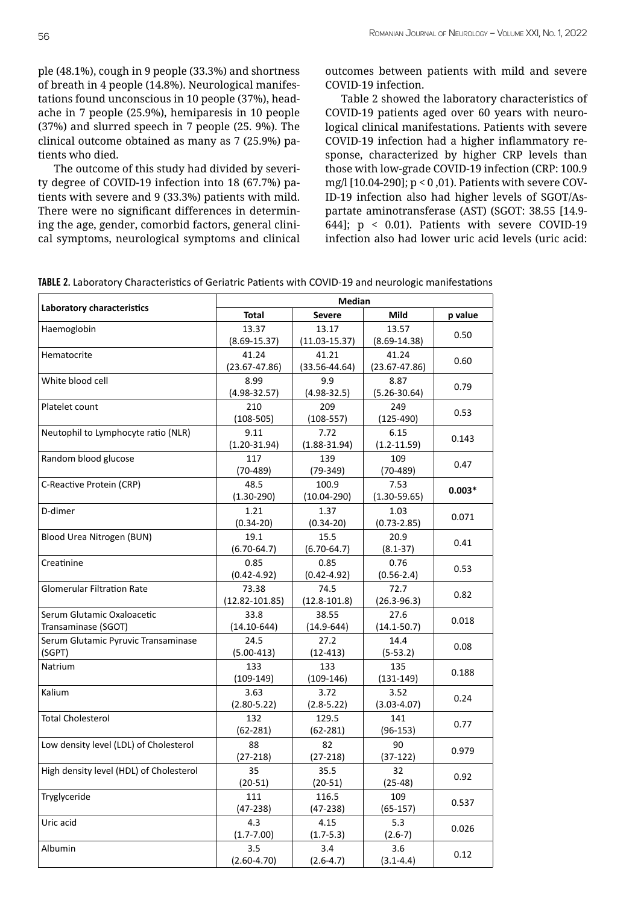ple (48.1%), cough in 9 people (33.3%) and shortness of breath in 4 people (14.8%). Neurological manifestations found unconscious in 10 people (37%), headache in 7 people (25.9%), hemiparesis in 10 people (37%) and slurred speech in 7 people (25. 9%). The clinical outcome obtained as many as 7 (25.9%) patients who died.

The outcome of this study had divided by severity degree of COVID-19 infection into 18 (67.7%) patients with severe and 9 (33.3%) patients with mild. There were no significant differences in determining the age, gender, comorbid factors, general clinical symptoms, neurological symptoms and clinical outcomes between patients with mild and severe COVID-19 infection.

Table 2 showed the laboratory characteristics of COVID-19 patients aged over 60 years with neurological clinical manifestations. Patients with severe COVID-19 infection had a higher inflammatory response, characterized by higher CRP levels than those with low-grade COVID-19 infection (CRP: 100.9 mg/l [10.04-290]; $p < 0,01$). Patients with severe COVID-19 infection also had higher levels of SGOT/Aspartate aminotransferase (AST) (SGOT: 38.55 [14.9-644]; $p < 0.01$). Patients with severe COVID-19 infection also had lower uric acid levels (uric acid:

**TABLE 2.** Laboratory Characteristics of Geriatric Patients with COVID-19 and neurologic manifestations

| Laboratory characteristics | Median | | | |
|---|---|---|---|---|
| | Total | Severe | Mild | p value |
| Haemoglobin | 13.37 (8.69-15.37) | 13.17 (11.03-15.37) | 13.57 (8.69-14.38) | 0.50 |
| Hematocrite | 41.24 (23.67-47.86) | 41.21 (33.56-44.64) | 41.24 (23.67-47.86) | 0.60 |
| White blood cell | 8.99 (4.98-32.57) | 9.9 (4.98-32.5) | 8.87 (5.26-30.64) | 0.79 |
| Platelet count | 210 (108-505) | 209 (108-557) | 249 (125-490) | 0.53 |
| Neutophil to Lymphocyte ratio (NLR) | 9.11 (1.20-31.94) | 7.72 (1.88-31.94) | 6.15 (1.2-11.59) | 0.143 |
| Random blood glucose | 117 (70-489) | 139 (79-349) | 109 (70-489) | 0.47 |
| C-Reactive Protein (CRP) | 48.5 (1.30-290) | 100.9 (10.04-290) | 7.53 (1.30-59.65) | **0.003*** |
| D-dimer | 1.21 (0.34-20) | 1.37 (0.34-20) | 1.03 (0.73-2.85) | 0.071 |
| Blood Urea Nitrogen (BUN) | 19.1 (6.70-64.7) | 15.5 (6.70-64.7) | 20.9 (8.1-37) | 0.41 |
| Creatinine | 0.85 (0.42-4.92) | 0.85 (0.42-4.92) | 0.76 (0.56-2.4) | 0.53 |
| Glomerular Filtration Rate | 73.38 (12.82-101.85) | 74.5 (12.8-101.8) | 72.7 (26.3-96.3) | 0.82 |
| Serum Glutamic Oxaloacetic Transaminase (SGOT) | 33.8 (14.10-644) | 38.55 (14.9-644) | 27.6 (14.1-50.7) | 0.018 |
| Serum Glutamic Pyruvic Transaminase (SGPT) | 24.5 (5.00-413) | 27.2 (12-413) | 14.4 (5-53.2) | 0.08 |
| Natrium | 133 (109-149) | 133 (109-146) | 135 (131-149) | 0.188 |
| Kalium | 3.63 (2.80-5.22) | 3.72 (2.8-5.22) | 3.52 (3.03-4.07) | 0.24 |
| Total Cholesterol | 132 (62-281) | 129.5 (62-281) | 141 (96-153) | 0.77 |
| Low density level (LDL) of Cholesterol | 88 (27-218) | 82 (27-218) | 90 (37-122) | 0.979 |
| High density level (HDL) of Cholesterol | 35 (20-51) | 35.5 (20-51) | 32 (25-48) | 0.92 |
| Tryglyceride | 111 (47-238) | 116.5 (47-238) | 109 (65-157) | 0.537 |
| Uric acid | 4.3 (1.7-7.00) | 4.15 (1.7-5.3) | 5.3 (2.6-7) | 0.026 |
| Albumin | 3.5 (2.60-4.70) | 3.4 (2.6-4.7) | 3.6 (3.1-4.4) | 0.12 |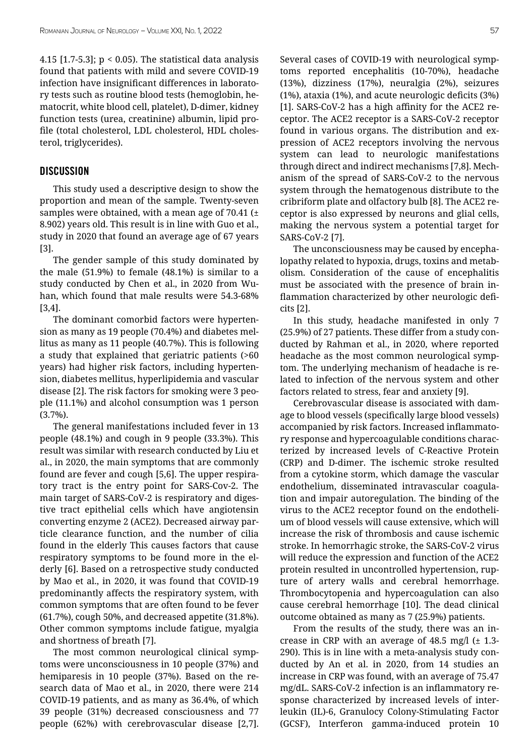4.15 [1.7-5.3]; $p < 0.05$). The statistical data analysis found that patients with mild and severe COVID-19 infection have insignificant differences in laboratory tests such as routine blood tests (hemoglobin, hematocrit, white blood cell, platelet), D-dimer, kidney function tests (urea, creatinine) albumin, lipid profile (total cholesterol, LDL cholesterol, HDL cholesterol, triglycerides).

## DISCUSSION

This study used a descriptive design to show the proportion and mean of the sample. Twenty-seven samples were obtained, with a mean age of 70.41 (± 8.902) years old. This result is in line with Guo et al., study in 2020 that found an average age of 67 years [3].

The gender sample of this study dominated by the male (51.9%) to female (48.1%) is similar to a study conducted by Chen et al., in 2020 from Wuhan, which found that male results were 54.3-68% [3,4].

The dominant comorbid factors were hypertension as many as 19 people (70.4%) and diabetes mellitus as many as 11 people (40.7%). This is following a study that explained that geriatric patients (>60 years) had higher risk factors, including hypertension, diabetes mellitus, hyperlipidemia and vascular disease [2]. The risk factors for smoking were 3 people (11.1%) and alcohol consumption was 1 person (3.7%).

The general manifestations included fever in 13 people (48.1%) and cough in 9 people (33.3%). This result was similar with research conducted by Liu et al., in 2020, the main symptoms that are commonly found are fever and cough [5,6]. The upper respiratory tract is the entry point for SARS-Cov-2. The main target of SARS-CoV-2 is respiratory and digestive tract epithelial cells which have angiotensin converting enzyme 2 (ACE2). Decreased airway particle clearance function, and the number of cilia found in the elderly This causes factors that cause respiratory symptoms to be found more in the elderly [6]. Based on a retrospective study conducted by Mao et al., in 2020, it was found that COVID-19 predominantly affects the respiratory system, with common symptoms that are often found to be fever (61.7%), cough 50%, and decreased appetite (31.8%). Other common symptoms include fatigue, myalgia and shortness of breath [7].

The most common neurological clinical symptoms were unconsciousness in 10 people (37%) and hemiparesis in 10 people (37%). Based on the research data of Mao et al., in 2020, there were 214 COVID-19 patients, and as many as 36.4%, of which 39 people (31%) decreased consciousness and 77 people (62%) with cerebrovascular disease [2,7]. Several cases of COVID-19 with neurological symptoms reported encephalitis (10-70%), headache (13%), dizziness (17%), neuralgia (2%), seizures (1%), ataxia (1%), and acute neurologic deficits (3%) [1]. SARS-CoV-2 has a high affinity for the ACE2 receptor. The ACE2 receptor is a SARS-CoV-2 receptor found in various organs. The distribution and expression of ACE2 receptors involving the nervous system can lead to neurologic manifestations through direct and indirect mechanisms [7,8]. Mechanism of the spread of SARS-CoV-2 to the nervous system through the hematogenous distribute to the cribriform plate and olfactory bulb [8]. The ACE2 receptor is also expressed by neurons and glial cells, making the nervous system a potential target for SARS-CoV-2 [7].

The unconsciousness may be caused by encephalopathy related to hypoxia, drugs, toxins and metabolism. Consideration of the cause of encephalitis must be associated with the presence of brain inflammation characterized by other neurologic deficits [2].

In this study, headache manifested in only 7 (25.9%) of 27 patients. These differ from a study conducted by Rahman et al., in 2020, where reported headache as the most common neurological symptom. The underlying mechanism of headache is related to infection of the nervous system and other factors related to stress, fear and anxiety [9].

Cerebrovascular disease is associated with damage to blood vessels (specifically large blood vessels) accompanied by risk factors. Increased inflammatory response and hypercoagulable conditions characterized by increased levels of C-Reactive Protein (CRP) and D-dimer. The ischemic stroke resulted from a cytokine storm, which damage the vascular endothelium, disseminated intravascular coagulation and impair autoregulation. The binding of the virus to the ACE2 receptor found on the endothelium of blood vessels will cause extensive, which will increase the risk of thrombosis and cause ischemic stroke. In hemorrhagic stroke, the SARS-CoV-2 virus will reduce the expression and function of the ACE2 protein resulted in uncontrolled hypertension, rupture of artery walls and cerebral hemorrhage. Thrombocytopenia and hypercoagulation can also cause cerebral hemorrhage [10]. The dead clinical outcome obtained as many as 7 (25.9%) patients.

From the results of the study, there was an increase in CRP with an average of 48.5 mg/l (± 1.3-290). This is in line with a meta-analysis study conducted by An et al. in 2020, from 14 studies an increase in CRP was found, with an average of 75.47 mg/dL. SARS-CoV-2 infection is an inflammatory response characterized by increased levels of interleukin (IL)-6, Granulocy Colony-Stimulating Factor (GCSF), Interferon gamma-induced protein 10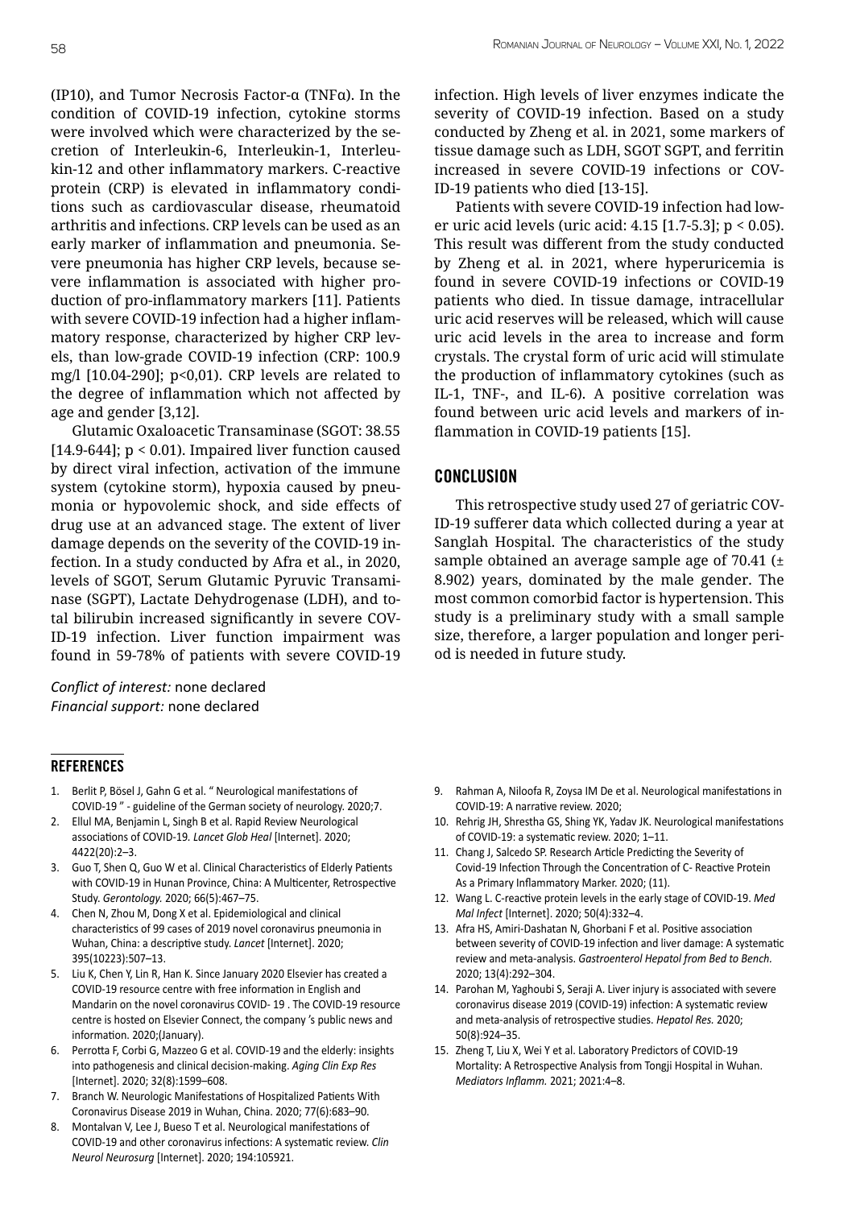(IP10), and Tumor Necrosis Factor-α (TNFα). In the condition of COVID-19 infection, cytokine storms were involved which were characterized by the secretion of Interleukin-6, Interleukin-1, Interleukin-12 and other inflammatory markers. C-reactive protein (CRP) is elevated in inflammatory conditions such as cardiovascular disease, rheumatoid arthritis and infections. CRP levels can be used as an early marker of inflammation and pneumonia. Severe pneumonia has higher CRP levels, because severe inflammation is associated with higher production of pro-inflammatory markers [11]. Patients with severe COVID-19 infection had a higher inflammatory response, characterized by higher CRP levels, than low-grade COVID-19 infection (CRP: 100.9 mg/l [10.04-290]; p<0,01). CRP levels are related to the degree of inflammation which not affected by age and gender [3,12].

Glutamic Oxaloacetic Transaminase (SGOT: 38.55 [14.9-644]; $p < 0.01$). Impaired liver function caused by direct viral infection, activation of the immune system (cytokine storm), hypoxia caused by pneumonia or hypovolemic shock, and side effects of drug use at an advanced stage. The extent of liver damage depends on the severity of the COVID-19 infection. In a study conducted by Afra et al., in 2020, levels of SGOT, Serum Glutamic Pyruvic Transaminase (SGPT), Lactate Dehydrogenase (LDH), and total bilirubin increased significantly in severe COVID-19 infection. Liver function impairment was found in 59-78% of patients with severe COVID-19 infection. High levels of liver enzymes indicate the severity of COVID-19 infection. Based on a study conducted by Zheng et al. in 2021, some markers of tissue damage such as LDH, SGOT SGPT, and ferritin increased in severe COVID-19 infections or COVID-19 patients who died [13-15].

Patients with severe COVID-19 infection had lower uric acid levels (uric acid: 4.15 [1.7-5.3]; $p < 0.05$). This result was different from the study conducted by Zheng et al. in 2021, where hyperuricemia is found in severe COVID-19 infections or COVID-19 patients who died. In tissue damage, intracellular uric acid reserves will be released, which will cause uric acid levels in the area to increase and form crystals. The crystal form of uric acid will stimulate the production of inflammatory cytokines (such as IL-1, TNF-, and IL-6). A positive correlation was found between uric acid levels and markers of inflammation in COVID-19 patients [15].

## CONCLUSION

This retrospective study used 27 of geriatric COVID-19 sufferer data which collected during a year at Sanglah Hospital. The characteristics of the study sample obtained an average sample age of 70.41 (± 8.902) years, dominated by the male gender. The most common comorbid factor is hypertension. This study is a preliminary study with a small sample size, therefore, a larger population and longer period is needed in future study.

*Conflict of interest:* none declared
*Financial support:* none declared

## REFERENCES

1. Berlit P, Bösel J, Gahn G et al. " Neurological manifestations of COVID-19 " - guideline of the German society of neurology. 2020;7.
2. Ellul MA, Benjamin L, Singh B et al. Rapid Review Neurological associations of COVID-19. *Lancet Glob Heal* [Internet]. 2020; 4422(20):2–3.
3. Guo T, Shen Q, Guo W et al. Clinical Characteristics of Elderly Patients with COVID-19 in Hunan Province, China: A Multicenter, Retrospective Study. *Gerontology.* 2020; 66(5):467–75.
4. Chen N, Zhou M, Dong X et al. Epidemiological and clinical characteristics of 99 cases of 2019 novel coronavirus pneumonia in Wuhan, China: a descriptive study. *Lancet* [Internet]. 2020; 395(10223):507–13.
5. Liu K, Chen Y, Lin R, Han K. Since January 2020 Elsevier has created a COVID-19 resource centre with free information in English and Mandarin on the novel coronavirus COVID- 19 . The COVID-19 resource centre is hosted on Elsevier Connect, the company 's public news and information. 2020;(January).
6. Perrotta F, Corbi G, Mazzeo G et al. COVID-19 and the elderly: insights into pathogenesis and clinical decision-making. *Aging Clin Exp Res* [Internet]. 2020; 32(8):1599–608.
7. Branch W. Neurologic Manifestations of Hospitalized Patients With Coronavirus Disease 2019 in Wuhan, China. 2020; 77(6):683–90.
8. Montalvan V, Lee J, Bueso T et al. Neurological manifestations of COVID-19 and other coronavirus infections: A systematic review. *Clin Neurol Neurosurg* [Internet]. 2020; 194:105921.
9. Rahman A, Niloofa R, Zoysa IM De et al. Neurological manifestations in COVID-19: A narrative review. 2020;
10. Rehrig JH, Shrestha GS, Shing YK, Yadav JK. Neurological manifestations of COVID-19: a systematic review. 2020; 1–11.
11. Chang J, Salcedo SP. Research Article Predicting the Severity of Covid-19 Infection Through the Concentration of C- Reactive Protein As a Primary Inflammatory Marker. 2020; (11).
12. Wang L. C-reactive protein levels in the early stage of COVID-19. *Med Mal Infect* [Internet]. 2020; 50(4):332–4.
13. Afra HS, Amiri-Dashatan N, Ghorbani F et al. Positive association between severity of COVID-19 infection and liver damage: A systematic review and meta-analysis. *Gastroenterol Hepatol from Bed to Bench.* 2020; 13(4):292–304.
14. Parohan M, Yaghoubi S, Seraji A. Liver injury is associated with severe coronavirus disease 2019 (COVID-19) infection: A systematic review and meta-analysis of retrospective studies. *Hepatol Res.* 2020; 50(8):924–35.
15. Zheng T, Liu X, Wei Y et al. Laboratory Predictors of COVID-19 Mortality: A Retrospective Analysis from Tongji Hospital in Wuhan. *Mediators Inflamm.* 2021; 2021:4–8.